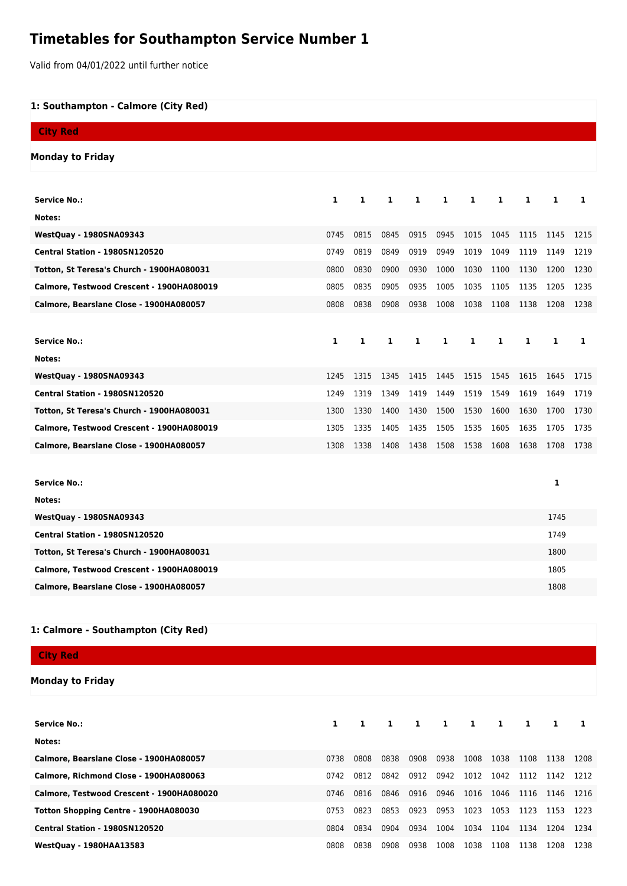# Timetables for Southampton Service Number 1

Valid from 04/01/2022 until further notice

## 1: Southampton - Calmore (City Red)

**City Red**

### Monday to Friday

| Service No.: | 1 | 1 | 1 | 1 | 1 | 1 | 1 | 1 | 1 | 1 |
|---|---|---|---|---|---|---|---|---|---|---|
| Notes: | | | | | | | | | | |
| WestQuay - 1980SNA09343 | 0745 | 0815 | 0845 | 0915 | 0945 | 1015 | 1045 | 1115 | 1145 | 1215 |
| Central Station - 1980SN120520 | 0749 | 0819 | 0849 | 0919 | 0949 | 1019 | 1049 | 1119 | 1149 | 1219 |
| Totton, St Teresa's Church - 1900HA080031 | 0800 | 0830 | 0900 | 0930 | 1000 | 1030 | 1100 | 1130 | 1200 | 1230 |
| Calmore, Testwood Crescent - 1900HA080019 | 0805 | 0835 | 0905 | 0935 | 1005 | 1035 | 1105 | 1135 | 1205 | 1235 |
| Calmore, Bearslane Close - 1900HA080057 | 0808 | 0838 | 0908 | 0938 | 1008 | 1038 | 1108 | 1138 | 1208 | 1238 |

| Service No.: | 1 | 1 | 1 | 1 | 1 | 1 | 1 | 1 | 1 | 1 |
|---|---|---|---|---|---|---|---|---|---|---|
| Notes: | | | | | | | | | | |
| WestQuay - 1980SNA09343 | 1245 | 1315 | 1345 | 1415 | 1445 | 1515 | 1545 | 1615 | 1645 | 1715 |
| Central Station - 1980SN120520 | 1249 | 1319 | 1349 | 1419 | 1449 | 1519 | 1549 | 1619 | 1649 | 1719 |
| Totton, St Teresa's Church - 1900HA080031 | 1300 | 1330 | 1400 | 1430 | 1500 | 1530 | 1600 | 1630 | 1700 | 1730 |
| Calmore, Testwood Crescent - 1900HA080019 | 1305 | 1335 | 1405 | 1435 | 1505 | 1535 | 1605 | 1635 | 1705 | 1735 |
| Calmore, Bearslane Close - 1900HA080057 | 1308 | 1338 | 1408 | 1438 | 1508 | 1538 | 1608 | 1638 | 1708 | 1738 |

| Service No.: | 1 |
|---|---|
| Notes: | |
| WestQuay - 1980SNA09343 | 1745 |
| Central Station - 1980SN120520 | 1749 |
| Totton, St Teresa's Church - 1900HA080031 | 1800 |
| Calmore, Testwood Crescent - 1900HA080019 | 1805 |
| Calmore, Bearslane Close - 1900HA080057 | 1808 |

## 1: Calmore - Southampton (City Red)

**City Red**

### Monday to Friday

| Service No.: | 1 | 1 | 1 | 1 | 1 | 1 | 1 | 1 | 1 | 1 |
|---|---|---|---|---|---|---|---|---|---|---|
| Notes: | | | | | | | | | | |
| Calmore, Bearslane Close - 1900HA080057 | 0738 | 0808 | 0838 | 0908 | 0938 | 1008 | 1038 | 1108 | 1138 | 1208 |
| Calmore, Richmond Close - 1900HA080063 | 0742 | 0812 | 0842 | 0912 | 0942 | 1012 | 1042 | 1112 | 1142 | 1212 |
| Calmore, Testwood Crescent - 1900HA080020 | 0746 | 0816 | 0846 | 0916 | 0946 | 1016 | 1046 | 1116 | 1146 | 1216 |
| Totton Shopping Centre - 1900HA080030 | 0753 | 0823 | 0853 | 0923 | 0953 | 1023 | 1053 | 1123 | 1153 | 1223 |
| Central Station - 1980SN120520 | 0804 | 0834 | 0904 | 0934 | 1004 | 1034 | 1104 | 1134 | 1204 | 1234 |
| WestQuay - 1980HAA13583 | 0808 | 0838 | 0908 | 0938 | 1008 | 1038 | 1108 | 1138 | 1208 | 1238 |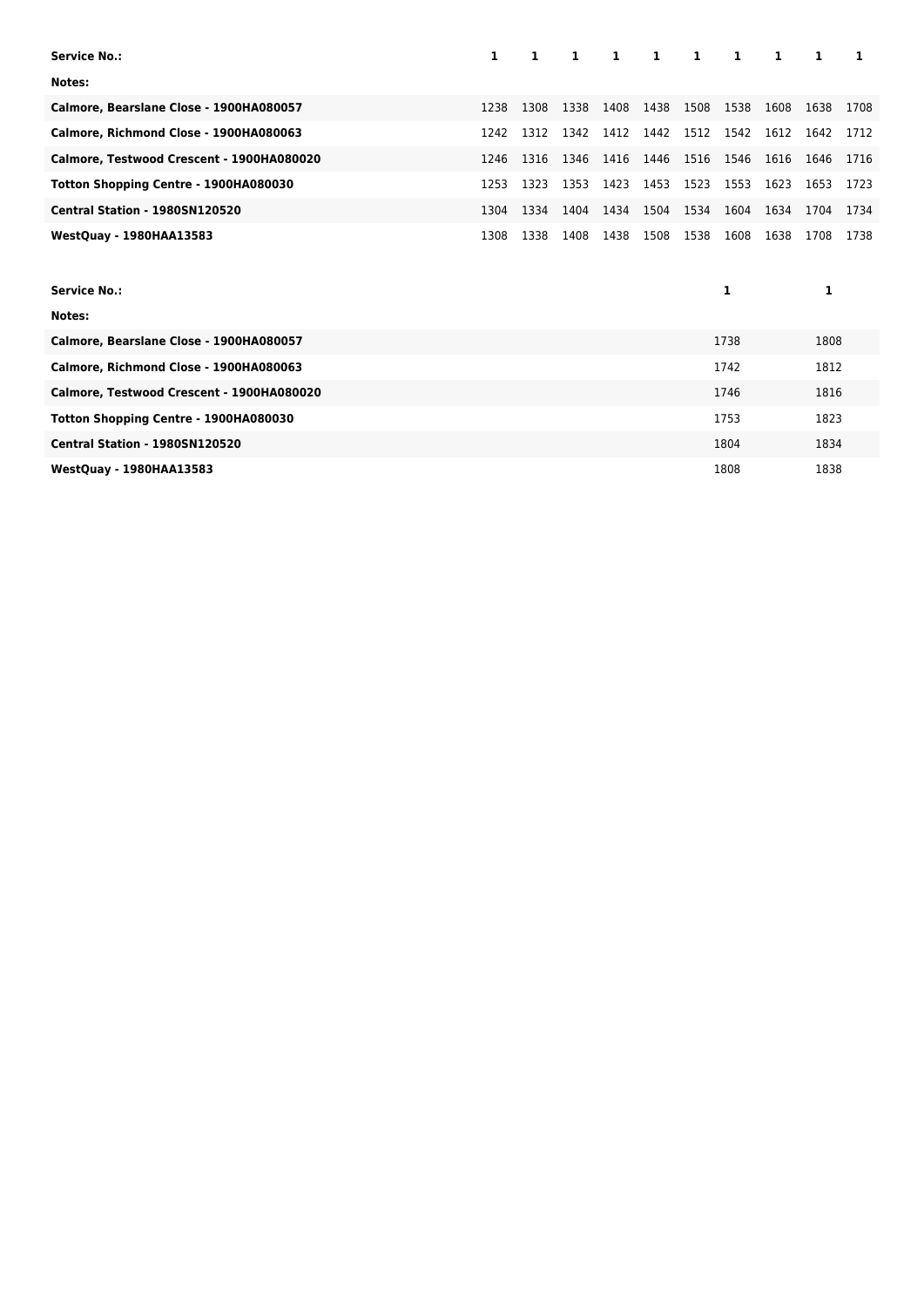| Service No.: | 1 | 1 | 1 | 1 | 1 | 1 | 1 | 1 | 1 | 1 |
|---|---|---|---|---|---|---|---|---|---|---|
| Notes: | | | | | | | | | | |
| Calmore, Bearslane Close - 1900HA080057 | 1238 | 1308 | 1338 | 1408 | 1438 | 1508 | 1538 | 1608 | 1638 | 1708 |
| Calmore, Richmond Close - 1900HA080063 | 1242 | 1312 | 1342 | 1412 | 1442 | 1512 | 1542 | 1612 | 1642 | 1712 |
| Calmore, Testwood Crescent - 1900HA080020 | 1246 | 1316 | 1346 | 1416 | 1446 | 1516 | 1546 | 1616 | 1646 | 1716 |
| Totton Shopping Centre - 1900HA080030 | 1253 | 1323 | 1353 | 1423 | 1453 | 1523 | 1553 | 1623 | 1653 | 1723 |
| Central Station - 1980SN120520 | 1304 | 1334 | 1404 | 1434 | 1504 | 1534 | 1604 | 1634 | 1704 | 1734 |
| WestQuay - 1980HAA13583 | 1308 | 1338 | 1408 | 1438 | 1508 | 1538 | 1608 | 1638 | 1708 | 1738 |

| Service No.: | 1 | 1 |
|---|---|---|
| Notes: | | |
| Calmore, Bearslane Close - 1900HA080057 | 1738 | 1808 |
| Calmore, Richmond Close - 1900HA080063 | 1742 | 1812 |
| Calmore, Testwood Crescent - 1900HA080020 | 1746 | 1816 |
| Totton Shopping Centre - 1900HA080030 | 1753 | 1823 |
| Central Station - 1980SN120520 | 1804 | 1834 |
| WestQuay - 1980HAA13583 | 1808 | 1838 |